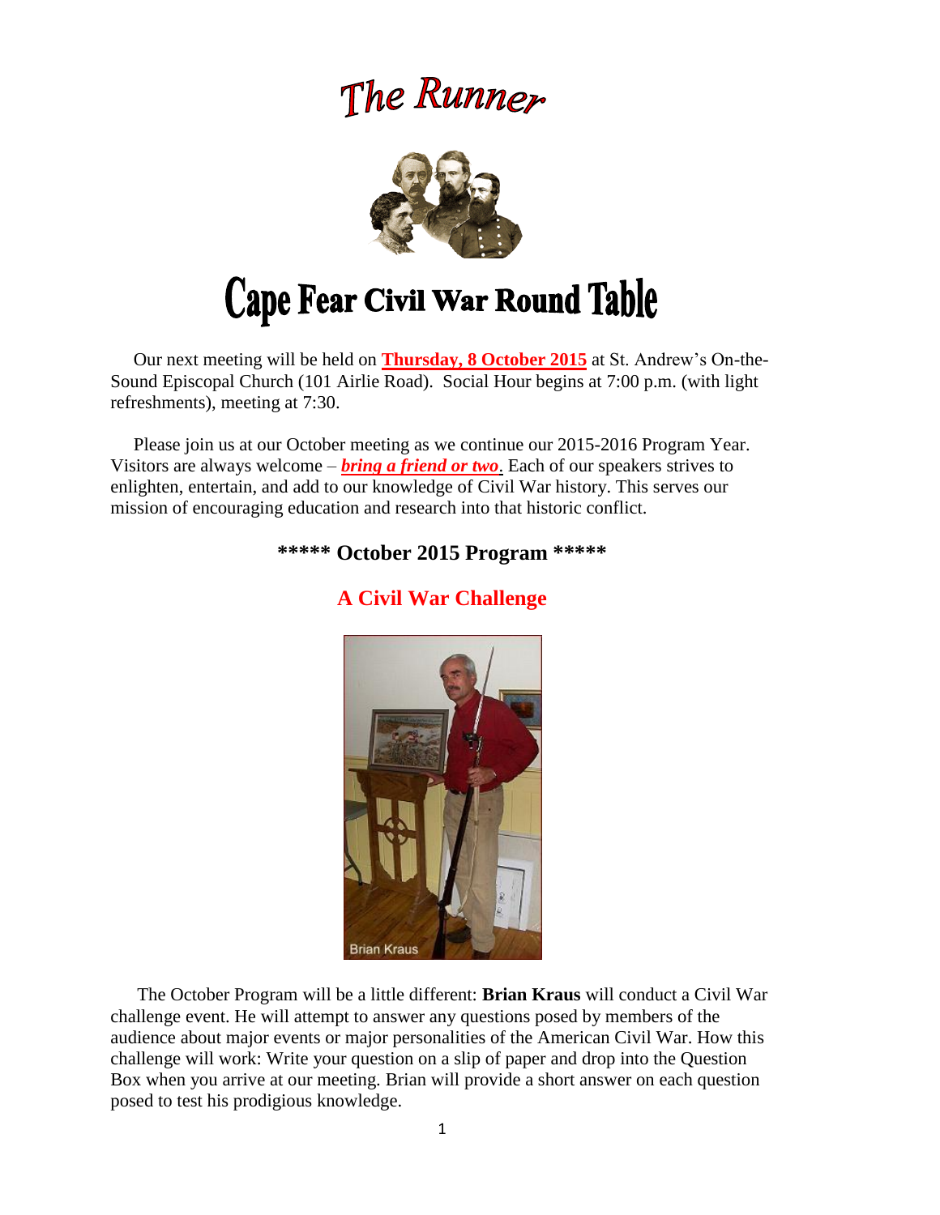# The Runner

# Cape Fear Civil War Round Table

Our next meeting will be held on **Thursday, 8 October 2015** at St. Andrew's On-the-Sound Episcopal Church (101 Airlie Road). Social Hour begins at 7:00 p.m. (with light refreshments), meeting at 7:30.

Please join us at our October meeting as we continue our 2015-2016 Program Year. Visitors are always welcome – ***bring a friend or two***. Each of our speakers strives to enlighten, entertain, and add to our knowledge of Civil War history. This serves our mission of encouraging education and research into that historic conflict.

## ***** October 2015 Program *****

## A Civil War Challenge

Brian Kraus

The October Program will be a little different: **Brian Kraus** will conduct a Civil War challenge event. He will attempt to answer any questions posed by members of the audience about major events or major personalities of the American Civil War. How this challenge will work: Write your question on a slip of paper and drop into the Question Box when you arrive at our meeting. Brian will provide a short answer on each question posed to test his prodigious knowledge.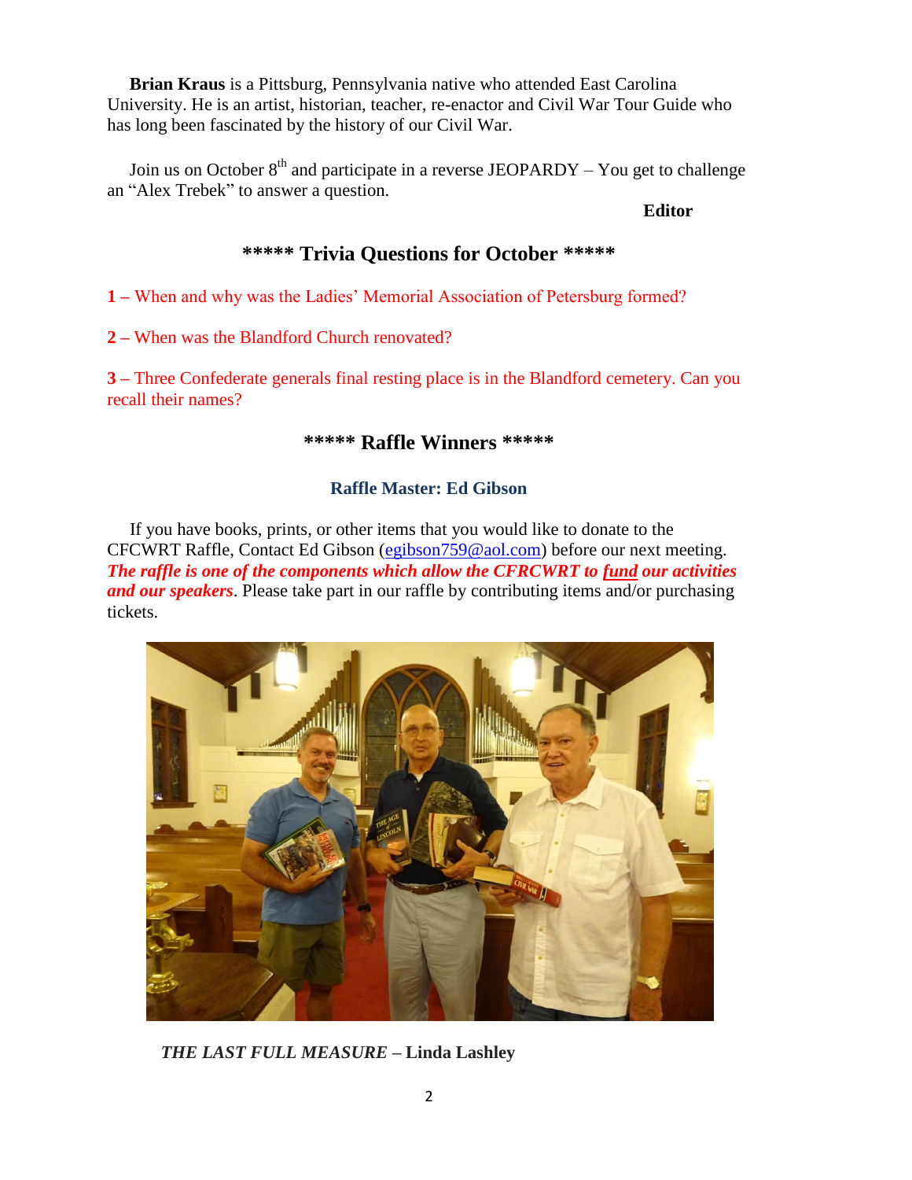**Brian Kraus** is a Pittsburg, Pennsylvania native who attended East Carolina University. He is an artist, historian, teacher, re-enactor and Civil War Tour Guide who has long been fascinated by the history of our Civil War.

Join us on October 8th and participate in a reverse JEOPARDY – You get to challenge an "Alex Trebek" to answer a question.

**Editor**

## ***** Trivia Questions for October *****

**1 –** When and why was the Ladies' Memorial Association of Petersburg formed?

**2 –** When was the Blandford Church renovated?

**3 –** Three Confederate generals final resting place is in the Blandford cemetery. Can you recall their names?

## ***** Raffle Winners *****

### Raffle Master: Ed Gibson

If you have books, prints, or other items that you would like to donate to the CFCWRT Raffle, Contact Ed Gibson (egibson759@aol.com) before our next meeting. ***The raffle is one of the components which allow the CFRCWRT to fund our activities and our speakers***. Please take part in our raffle by contributing items and/or purchasing tickets.

***THE LAST FULL MEASURE*** **– Linda Lashley**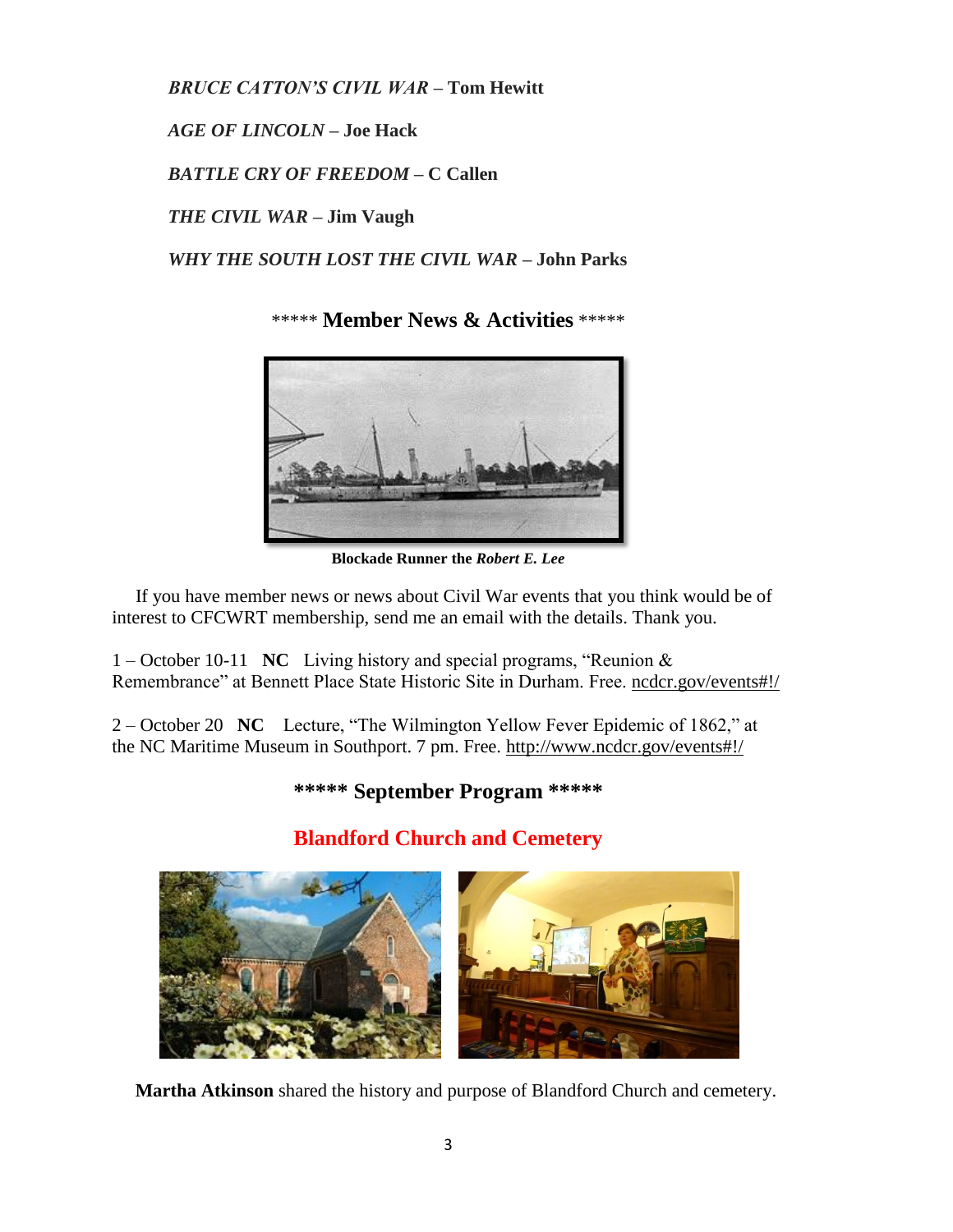***BRUCE CATTON'S CIVIL WAR* – Tom Hewitt**

***AGE OF LINCOLN* – Joe Hack**

***BATTLE CRY OF FREEDOM* – C Callen**

***THE CIVIL WAR* – Jim Vaugh**

***WHY THE SOUTH LOST THE CIVIL WAR* – John Parks**

## ***** Member News & Activities *****

**Blockade Runner the *Robert E. Lee***

If you have member news or news about Civil War events that you think would be of interest to CFCWRT membership, send me an email with the details. Thank you.

1 – October 10-11 **NC** Living history and special programs, "Reunion & Remembrance" at Bennett Place State Historic Site in Durham. Free. ncdcr.gov/events#!/

2 – October 20 **NC** Lecture, "The Wilmington Yellow Fever Epidemic of 1862," at the NC Maritime Museum in Southport. 7 pm. Free. http://www.ncdcr.gov/events#!/

## ***** September Program *****

## Blandford Church and Cemetery

**Martha Atkinson** shared the history and purpose of Blandford Church and cemetery.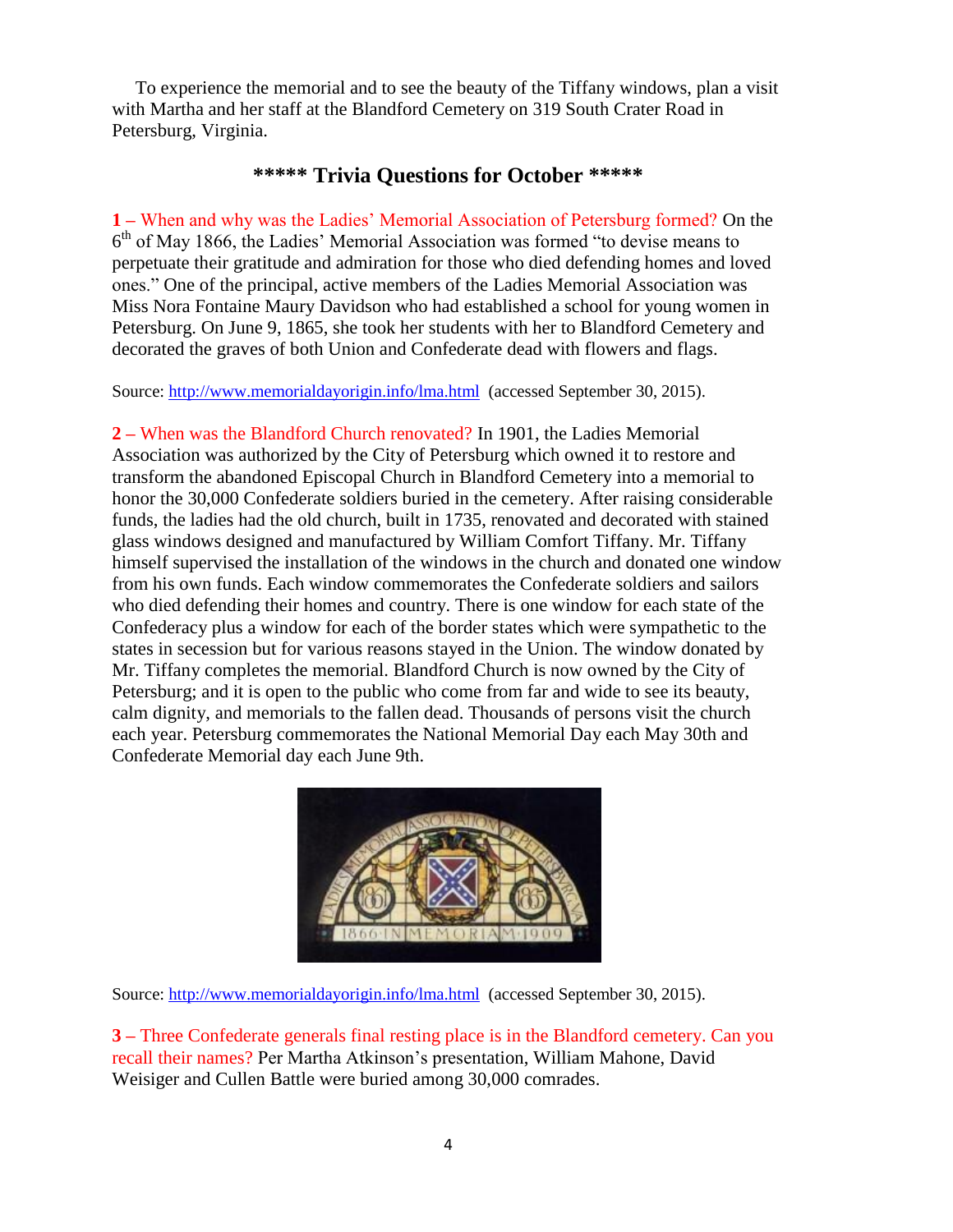To experience the memorial and to see the beauty of the Tiffany windows, plan a visit with Martha and her staff at the Blandford Cemetery on 319 South Crater Road in Petersburg, Virginia.

## ***** Trivia Questions for October *****

**1 –** When and why was the Ladies' Memorial Association of Petersburg formed? On the 6th of May 1866, the Ladies' Memorial Association was formed "to devise means to perpetuate their gratitude and admiration for those who died defending homes and loved ones." One of the principal, active members of the Ladies Memorial Association was Miss Nora Fontaine Maury Davidson who had established a school for young women in Petersburg. On June 9, 1865, she took her students with her to Blandford Cemetery and decorated the graves of both Union and Confederate dead with flowers and flags.

Source: [http://www.memorialdayorigin.info/lma.html](http://www.memorialdayorigin.info/lma.html) (accessed September 30, 2015).

**2 –** When was the Blandford Church renovated? In 1901, the Ladies Memorial Association was authorized by the City of Petersburg which owned it to restore and transform the abandoned Episcopal Church in Blandford Cemetery into a memorial to honor the 30,000 Confederate soldiers buried in the cemetery. After raising considerable funds, the ladies had the old church, built in 1735, renovated and decorated with stained glass windows designed and manufactured by William Comfort Tiffany. Mr. Tiffany himself supervised the installation of the windows in the church and donated one window from his own funds. Each window commemorates the Confederate soldiers and sailors who died defending their homes and country. There is one window for each state of the Confederacy plus a window for each of the border states which were sympathetic to the states in secession but for various reasons stayed in the Union. The window donated by Mr. Tiffany completes the memorial. Blandford Church is now owned by the City of Petersburg; and it is open to the public who come from far and wide to see its beauty, calm dignity, and memorials to the fallen dead. Thousands of persons visit the church each year. Petersburg commemorates the National Memorial Day each May 30th and Confederate Memorial day each June 9th.

Source: [http://www.memorialdayorigin.info/lma.html](http://www.memorialdayorigin.info/lma.html) (accessed September 30, 2015).

**3 –** Three Confederate generals final resting place is in the Blandford cemetery. Can you recall their names? Per Martha Atkinson's presentation, William Mahone, David Weisiger and Cullen Battle were buried among 30,000 comrades.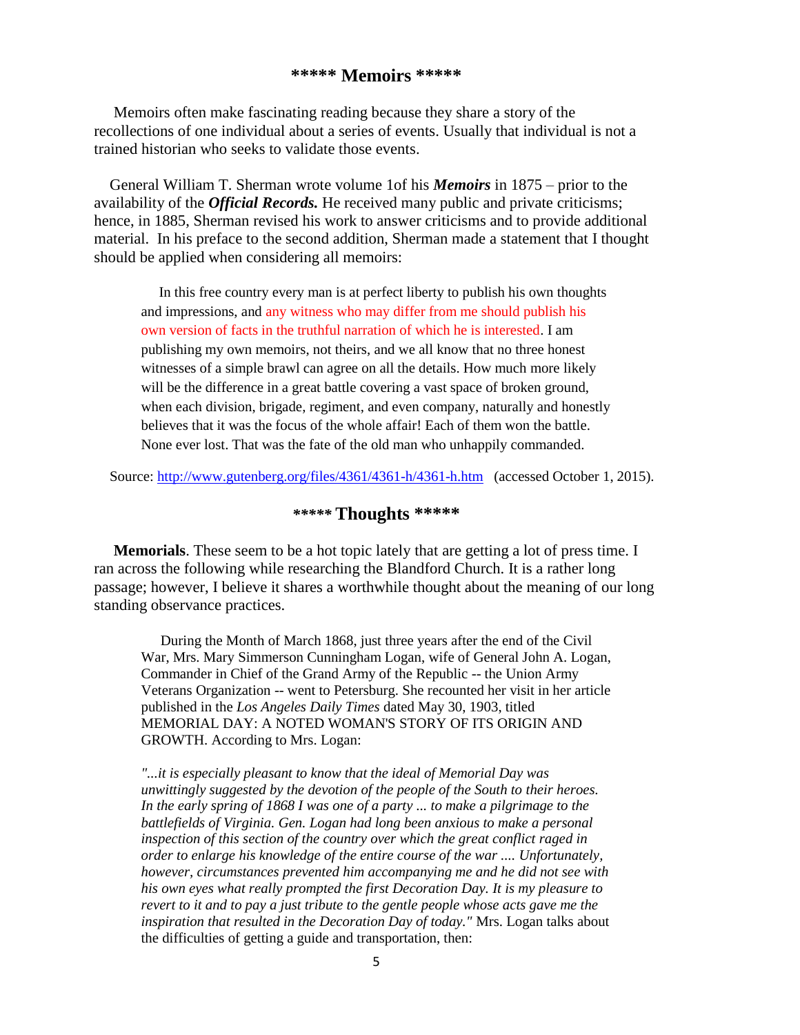## ***** Memoirs *****

Memoirs often make fascinating reading because they share a story of the recollections of one individual about a series of events. Usually that individual is not a trained historian who seeks to validate those events.

General William T. Sherman wrote volume 1of his ***Memoirs*** in 1875 – prior to the availability of the ***Official Records.*** He received many public and private criticisms; hence, in 1885, Sherman revised his work to answer criticisms and to provide additional material. In his preface to the second addition, Sherman made a statement that I thought should be applied when considering all memoirs:

> In this free country every man is at perfect liberty to publish his own thoughts and impressions, and any witness who may differ from me should publish his own version of facts in the truthful narration of which he is interested. I am publishing my own memoirs, not theirs, and we all know that no three honest witnesses of a simple brawl can agree on all the details. How much more likely will be the difference in a great battle covering a vast space of broken ground, when each division, brigade, regiment, and even company, naturally and honestly believes that it was the focus of the whole affair! Each of them won the battle. None ever lost. That was the fate of the old man who unhappily commanded.

Source: http://www.gutenberg.org/files/4361/4361-h/4361-h.htm (accessed October 1, 2015).

## ***** Thoughts *****

**Memorials**. These seem to be a hot topic lately that are getting a lot of press time. I ran across the following while researching the Blandford Church. It is a rather long passage; however, I believe it shares a worthwhile thought about the meaning of our long standing observance practices.

> During the Month of March 1868, just three years after the end of the Civil War, Mrs. Mary Simmerson Cunningham Logan, wife of General John A. Logan, Commander in Chief of the Grand Army of the Republic -- the Union Army Veterans Organization -- went to Petersburg. She recounted her visit in her article published in the *Los Angeles Daily Times* dated May 30, 1903, titled MEMORIAL DAY: A NOTED WOMAN'S STORY OF ITS ORIGIN AND GROWTH. According to Mrs. Logan:
>
> *"...it is especially pleasant to know that the ideal of Memorial Day was unwittingly suggested by the devotion of the people of the South to their heroes. In the early spring of 1868 I was one of a party ... to make a pilgrimage to the battlefields of Virginia. Gen. Logan had long been anxious to make a personal inspection of this section of the country over which the great conflict raged in order to enlarge his knowledge of the entire course of the war .... Unfortunately, however, circumstances prevented him accompanying me and he did not see with his own eyes what really prompted the first Decoration Day. It is my pleasure to revert to it and to pay a just tribute to the gentle people whose acts gave me the inspiration that resulted in the Decoration Day of today."* Mrs. Logan talks about the difficulties of getting a guide and transportation, then: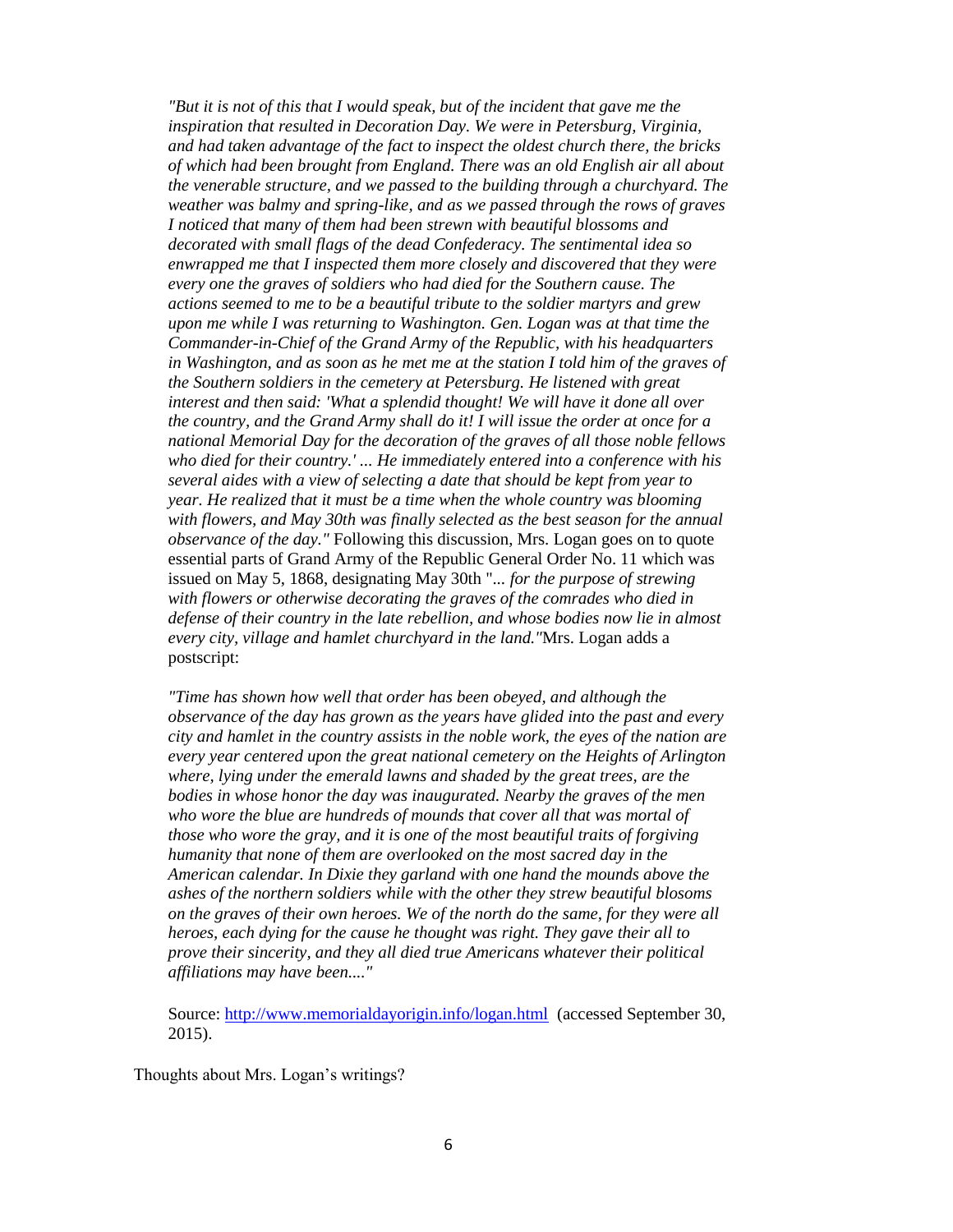*"But it is not of this that I would speak, but of the incident that gave me the inspiration that resulted in Decoration Day. We were in Petersburg, Virginia, and had taken advantage of the fact to inspect the oldest church there, the bricks of which had been brought from England. There was an old English air all about the venerable structure, and we passed to the building through a churchyard. The weather was balmy and spring-like, and as we passed through the rows of graves I noticed that many of them had been strewn with beautiful blossoms and decorated with small flags of the dead Confederacy. The sentimental idea so enwrapped me that I inspected them more closely and discovered that they were every one the graves of soldiers who had died for the Southern cause. The actions seemed to me to be a beautiful tribute to the soldier martyrs and grew upon me while I was returning to Washington. Gen. Logan was at that time the Commander-in-Chief of the Grand Army of the Republic, with his headquarters in Washington, and as soon as he met me at the station I told him of the graves of the Southern soldiers in the cemetery at Petersburg. He listened with great interest and then said: 'What a splendid thought! We will have it done all over the country, and the Grand Army shall do it! I will issue the order at once for a national Memorial Day for the decoration of the graves of all those noble fellows who died for their country.' ... He immediately entered into a conference with his several aides with a view of selecting a date that should be kept from year to year. He realized that it must be a time when the whole country was blooming with flowers, and May 30th was finally selected as the best season for the annual observance of the day."* Following this discussion, Mrs. Logan goes on to quote essential parts of Grand Army of the Republic General Order No. 11 which was issued on May 5, 1868, designating May 30th "*... for the purpose of strewing with flowers or otherwise decorating the graves of the comrades who died in defense of their country in the late rebellion, and whose bodies now lie in almost every city, village and hamlet churchyard in the land."*Mrs. Logan adds a postscript:

*"Time has shown how well that order has been obeyed, and although the observance of the day has grown as the years have glided into the past and every city and hamlet in the country assists in the noble work, the eyes of the nation are every year centered upon the great national cemetery on the Heights of Arlington where, lying under the emerald lawns and shaded by the great trees, are the bodies in whose honor the day was inaugurated. Nearby the graves of the men who wore the blue are hundreds of mounds that cover all that was mortal of those who wore the gray, and it is one of the most beautiful traits of forgiving humanity that none of them are overlooked on the most sacred day in the American calendar. In Dixie they garland with one hand the mounds above the ashes of the northern soldiers while with the other they strew beautiful blosoms on the graves of their own heroes. We of the north do the same, for they were all heroes, each dying for the cause he thought was right. They gave their all to prove their sincerity, and they all died true Americans whatever their political affiliations may have been...."*

Source: [http://www.memorialdayorigin.info/logan.html](http://www.memorialdayorigin.info/logan.html) (accessed September 30, 2015).

Thoughts about Mrs. Logan's writings?